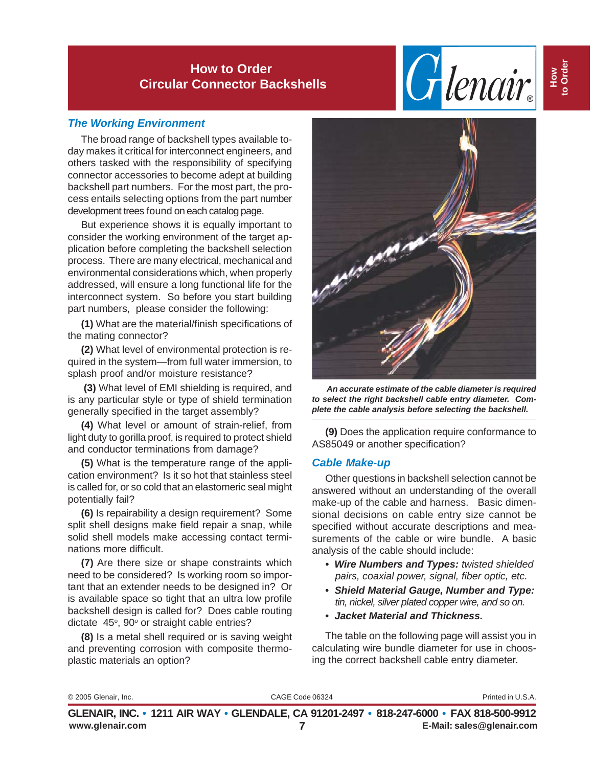# How to Order Circular Connector Backshells

## The Working Environment

The broad range of backshell types available today makes it critical for interconnect engineers, and others tasked with the responsibility of specifying connector accessories to become adept at building backshell part numbers. For the most part, the process entails selecting options from the part number development trees found on each catalog page.

But experience shows it is equally important to consider the working environment of the target application before completing the backshell selection process. There are many electrical, mechanical and environmental considerations which, when properly addressed, will ensure a long functional life for the interconnect system. So before you start building part numbers, please consider the following:

**(1)** What are the material/finish specifications of the mating connector?

**(2)** What level of environmental protection is required in the system—from full water immersion, to splash proof and/or moisture resistance?

**(3)** What level of EMI shielding is required, and is any particular style or type of shield termination generally specified in the target assembly?

**(4)** What level or amount of strain-relief, from light duty to gorilla proof, is required to protect shield and conductor terminations from damage?

**(5)** What is the temperature range of the application environment? Is it so hot that stainless steel is called for, or so cold that an elastomeric seal might potentially fail?

**(6)** Is repairability a design requirement? Some split shell designs make field repair a snap, while solid shell models make accessing contact terminations more difficult.

**(7)** Are there size or shape constraints which need to be considered? Is working room so important that an extender needs to be designed in? Or is available space so tight that an ultra low profile backshell design is called for? Does cable routing dictate 45°, 90° or straight cable entries?

**(8)** Is a metal shell required or is saving weight and preventing corrosion with composite thermoplastic materials an option?

***An accurate estimate of the cable diameter is required to select the right backshell cable entry diameter. Complete the cable analysis before selecting the backshell.***

**(9)** Does the application require conformance to AS85049 or another specification?

## Cable Make-up

Other questions in backshell selection cannot be answered without an understanding of the overall make-up of the cable and harness. Basic dimensional decisions on cable entry size cannot be specified without accurate descriptions and measurements of the cable or wire bundle. A basic analysis of the cable should include:

- ***Wire Numbers and Types:*** *twisted shielded pairs, coaxial power, signal, fiber optic, etc.*
- ***Shield Material Gauge, Number and Type:*** *tin, nickel, silver plated copper wire, and so on.*
- ***Jacket Material and Thickness.***

The table on the following page will assist you in calculating wire bundle diameter for use in choosing the correct backshell cable entry diameter.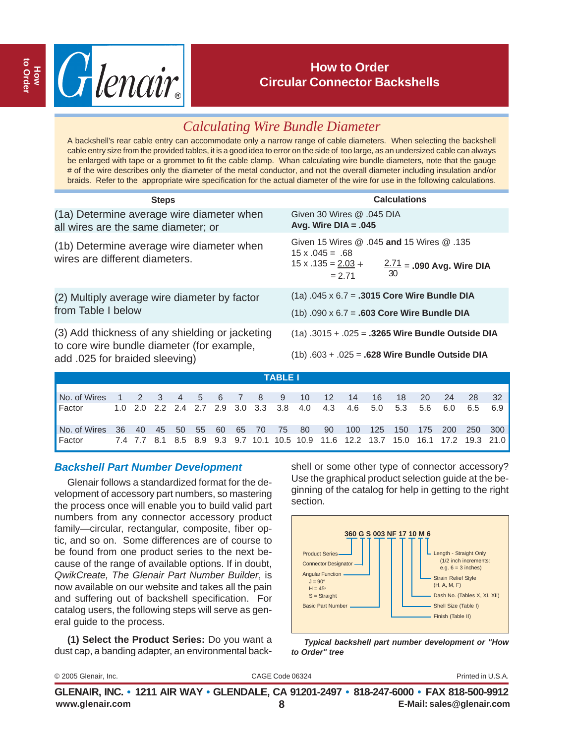# How to Order Circular Connector Backshells

## Calculating Wire Bundle Diameter

A backshell's rear cable entry can accommodate only a narrow range of cable diameters. When selecting the backshell cable entry size from the provided tables, it is a good idea to error on the side of too large, as an undersized cable can always be enlarged with tape or a grommet to fit the cable clamp. Whan calculating wire bundle diameters, note that the gauge # of the wire describes only the diameter of the metal conductor, and not the overall diameter including insulation and/or braids. Refer to the appropriate wire specification for the actual diameter of the wire for use in the following calculations.

| Steps | Calculations |
|---|---|
| (1a) Determine average wire diameter when all wires are the same diameter; or | Given 30 Wires @ .045 DIA<br>**Avg. Wire DIA = .045** |
| (1b) Determine average wire diameter when wires are different diameters. | Given 15 Wires @ .045 **and** 15 Wires @ .135<br>15 x .045 = .68<br>15 x .135 = 2.03 +<br>= 2.71<br>2.71 / 30 = **.090 Avg. Wire DIA** |
| (2) Multiply average wire diameter by factor from Table I below | (1a) .045 x 6.7 = **.3015 Core Wire Bundle DIA**<br>(1b) .090 x 6.7 = **.603 Core Wire Bundle DIA** |
| (3) Add thickness of any shielding or jacketing to core wire bundle diameter (for example, add .025 for braided sleeving) | (1a) .3015 + .025 = **.3265 Wire Bundle Outside DIA**<br>(1b) .603 + .025 = **.628 Wire Bundle Outside DIA** |

**TABLE I**

| No. of Wires | 1 | 2 | 3 | 4 | 5 | 6 | 7 | 8 | 9 | 10 | 12 | 14 | 16 | 18 | 20 | 24 | 28 | 32 |
|---|---|---|---|---|---|---|---|---|---|---|---|---|---|---|---|---|---|---|
| Factor | 1.0 | 2.0 | 2.2 | 2.4 | 2.7 | 2.9 | 3.0 | 3.3 | 3.8 | 4.0 | 4.3 | 4.6 | 5.0 | 5.3 | 5.6 | 6.0 | 6.5 | 6.9 |
| No. of Wires | 36 | 40 | 45 | 50 | 55 | 60 | 65 | 70 | 75 | 80 | 90 | 100 | 125 | 150 | 175 | 200 | 250 | 300 |
| Factor | 7.4 | 7.7 | 8.1 | 8.5 | 8.9 | 9.3 | 9.7 | 10.1 | 10.5 | 10.9 | 11.6 | 12.2 | 13.7 | 15.0 | 16.1 | 17.2 | 19.3 | 21.0 |

### Backshell Part Number Development

Glenair follows a standardized format for the development of accessory part numbers, so mastering the process once will enable you to build valid part numbers from any connector accessory product family—circular, rectangular, composite, fiber optic, and so on. Some differences are of course to be found from one product series to the next because of the range of available options. If in doubt, *QwikCreate, The Glenair Part Number Builder*, is now available on our website and takes all the pain and suffering out of backshell specification. For catalog users, the following steps will serve as general guide to the process.

**(1) Select the Product Series:** Do you want a dust cap, a banding adapter, an environmental backshell or some other type of connector accessory? Use the graphical product selection guide at the beginning of the catalog for help in getting to the right section.

**360 G S 003 NF 17 10 M 6**

- Product Series
- Connector Designator
- Angular Function
  - J = 90°
  - H = 45°
  - S = Straight
- Basic Part Number
- Length - Straight Only (1/2 inch increments: e.g. 6 = 3 inches)
- Strain Relief Style (H, A, M, F)
- Dash No. (Tables X, XI, XII)
- Shell Size (Table I)
- Finish (Table II)

***Typical backshell part number development or "How to Order" tree***

© 2005 Glenair, Inc. CAGE Code 06324 Printed in U.S.A.

**GLENAIR, INC. • 1211 AIR WAY • GLENDALE, CA 91201-2497 • 818-247-6000 • FAX 818-500-9912**
**www.glenair.com** **E-Mail: sales@glenair.com**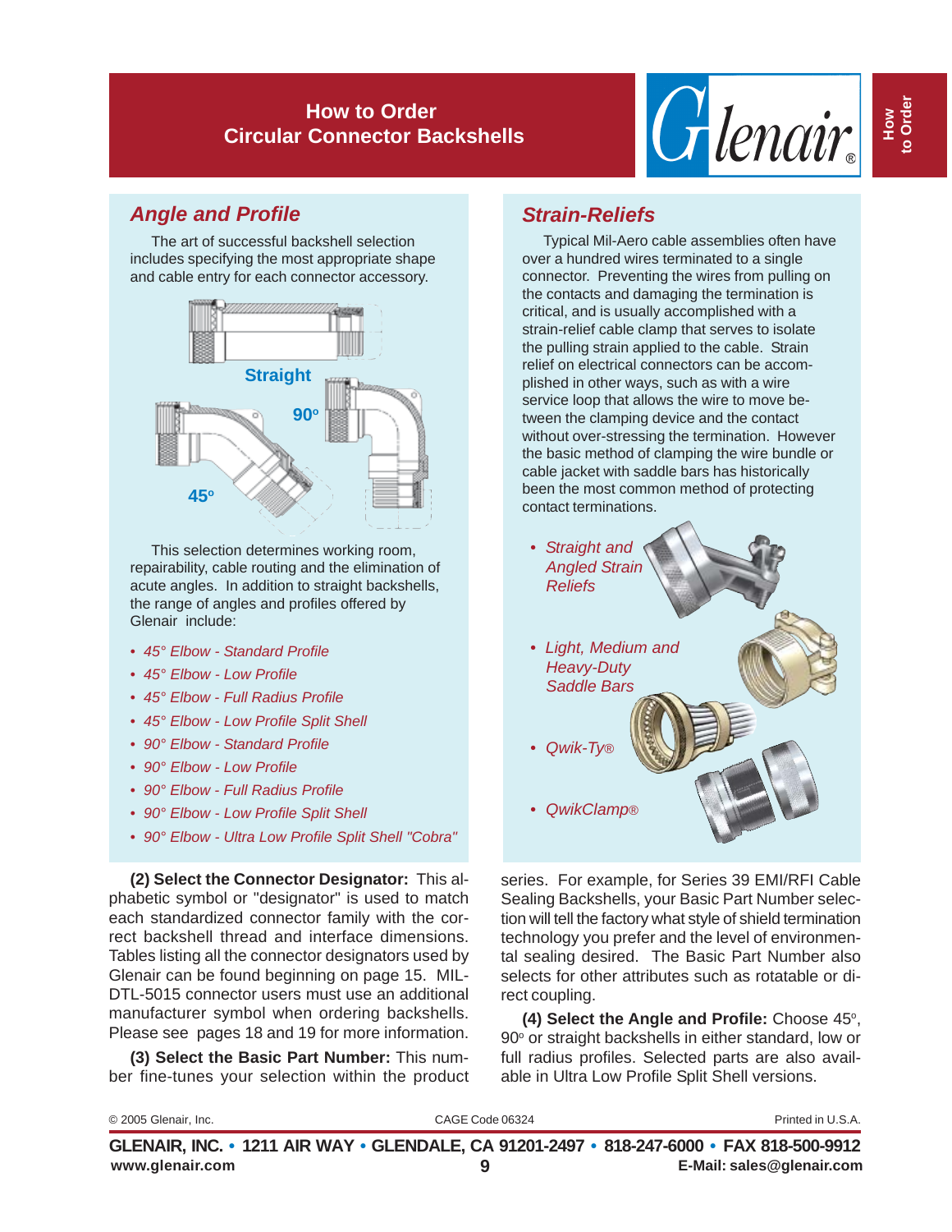# How to Order Circular Connector Backshells

## Angle and Profile

The art of successful backshell selection includes specifying the most appropriate shape and cable entry for each connector accessory.

Straight

90°

45°

This selection determines working room, repairability, cable routing and the elimination of acute angles. In addition to straight backshells, the range of angles and profiles offered by Glenair include:

- *45° Elbow - Standard Profile*
- *45° Elbow - Low Profile*
- *45° Elbow - Full Radius Profile*
- *45° Elbow - Low Profile Split Shell*
- *90° Elbow - Standard Profile*
- *90° Elbow - Low Profile*
- *90° Elbow - Full Radius Profile*
- *90° Elbow - Low Profile Split Shell*
- *90° Elbow - Ultra Low Profile Split Shell "Cobra"*

## Strain-Reliefs

Typical Mil-Aero cable assemblies often have over a hundred wires terminated to a single connector. Preventing the wires from pulling on the contacts and damaging the termination is critical, and is usually accomplished with a strain-relief cable clamp that serves to isolate the pulling strain applied to the cable. Strain relief on electrical connectors can be accomplished in other ways, such as with a wire service loop that allows the wire to move between the clamping device and the contact without over-stressing the termination. However the basic method of clamping the wire bundle or cable jacket with saddle bars has historically been the most common method of protecting contact terminations.

- *Straight and Angled Strain Reliefs*
- *Light, Medium and Heavy-Duty Saddle Bars*
- *Qwik-Ty®*
- *QwikClamp®*

**(2) Select the Connector Designator:** This alphabetic symbol or "designator" is used to match each standardized connector family with the correct backshell thread and interface dimensions. Tables listing all the connector designators used by Glenair can be found beginning on page 15. MIL-DTL-5015 connector users must use an additional manufacturer symbol when ordering backshells. Please see pages 18 and 19 for more information.

**(3) Select the Basic Part Number:** This number fine-tunes your selection within the product series. For example, for Series 39 EMI/RFI Cable Sealing Backshells, your Basic Part Number selection will tell the factory what style of shield termination technology you prefer and the level of environmental sealing desired. The Basic Part Number also selects for other attributes such as rotatable or direct coupling.

**(4) Select the Angle and Profile:** Choose 45°, 90° or straight backshells in either standard, low or full radius profiles. Selected parts are also available in Ultra Low Profile Split Shell versions.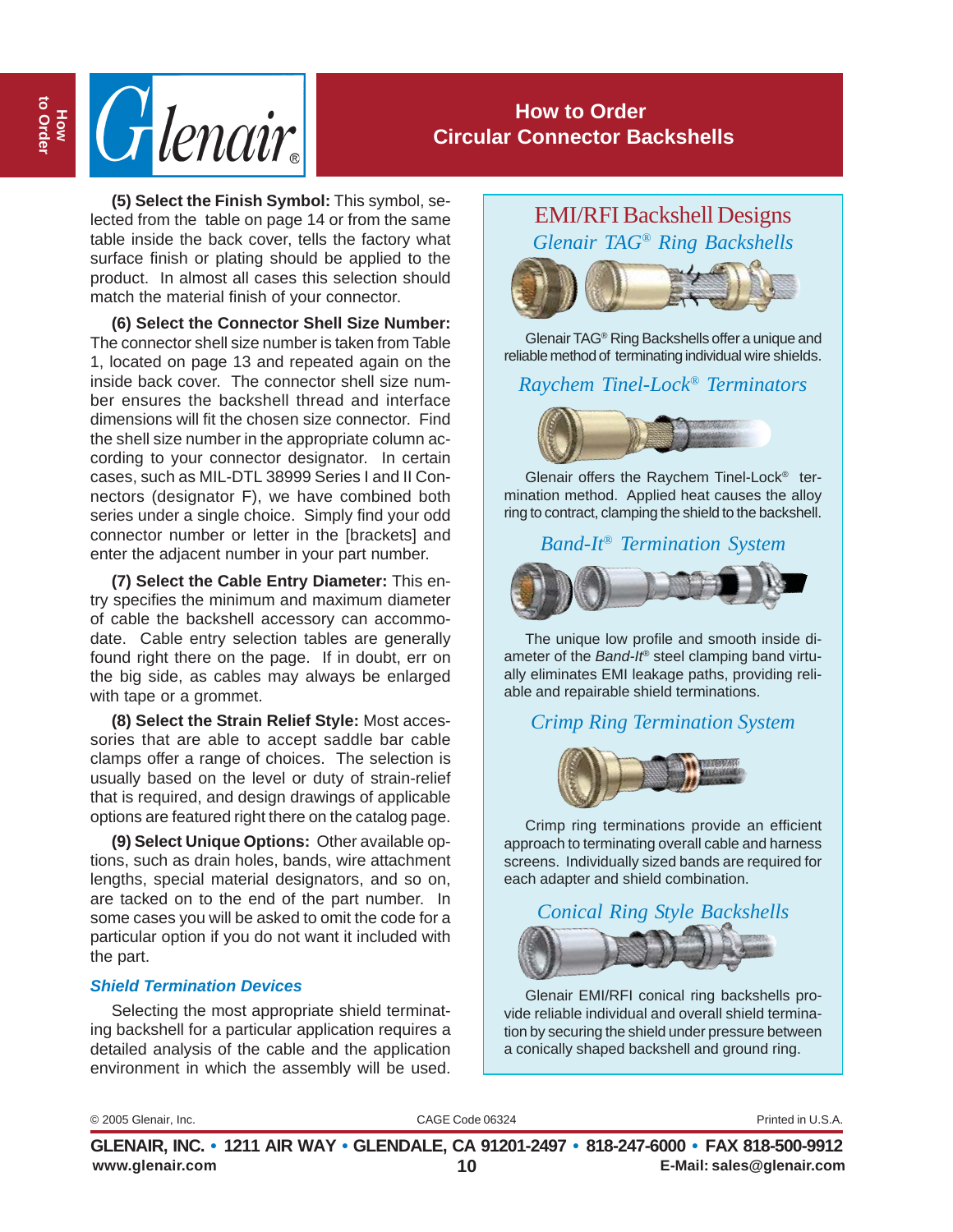# How to Order Circular Connector Backshells

**(5) Select the Finish Symbol:** This symbol, selected from the table on page 14 or from the same table inside the back cover, tells the factory what surface finish or plating should be applied to the product. In almost all cases this selection should match the material finish of your connector.

**(6) Select the Connector Shell Size Number:** The connector shell size number is taken from Table 1, located on page 13 and repeated again on the inside back cover. The connector shell size number ensures the backshell thread and interface dimensions will fit the chosen size connector. Find the shell size number in the appropriate column according to your connector designator. In certain cases, such as MIL-DTL 38999 Series I and II Connectors (designator F), we have combined both series under a single choice. Simply find your odd connector number or letter in the [brackets] and enter the adjacent number in your part number.

**(7) Select the Cable Entry Diameter:** This entry specifies the minimum and maximum diameter of cable the backshell accessory can accommodate. Cable entry selection tables are generally found right there on the page. If in doubt, err on the big side, as cables may always be enlarged with tape or a grommet.

**(8) Select the Strain Relief Style:** Most accessories that are able to accept saddle bar cable clamps offer a range of choices. The selection is usually based on the level or duty of strain-relief that is required, and design drawings of applicable options are featured right there on the catalog page.

**(9) Select Unique Options:** Other available options, such as drain holes, bands, wire attachment lengths, special material designators, and so on, are tacked on to the end of the part number. In some cases you will be asked to omit the code for a particular option if you do not want it included with the part.

### *Shield Termination Devices*

Selecting the most appropriate shield terminating backshell for a particular application requires a detailed analysis of the cable and the application environment in which the assembly will be used.

## EMI/RFI Backshell Designs

### *Glenair TAG® Ring Backshells*

Glenair TAG® Ring Backshells offer a unique and reliable method of terminating individual wire shields.

### *Raychem Tinel-Lock® Terminators*

Glenair offers the Raychem Tinel-Lock® termination method. Applied heat causes the alloy ring to contract, clamping the shield to the backshell.

### *Band-It® Termination System*

The unique low profile and smooth inside diameter of the *Band-It®* steel clamping band virtually eliminates EMI leakage paths, providing reliable and repairable shield terminations.

### *Crimp Ring Termination System*

Crimp ring terminations provide an efficient approach to terminating overall cable and harness screens. Individually sized bands are required for each adapter and shield combination.

### *Conical Ring Style Backshells*

Glenair EMI/RFI conical ring backshells provide reliable individual and overall shield termination by securing the shield under pressure between a conically shaped backshell and ground ring.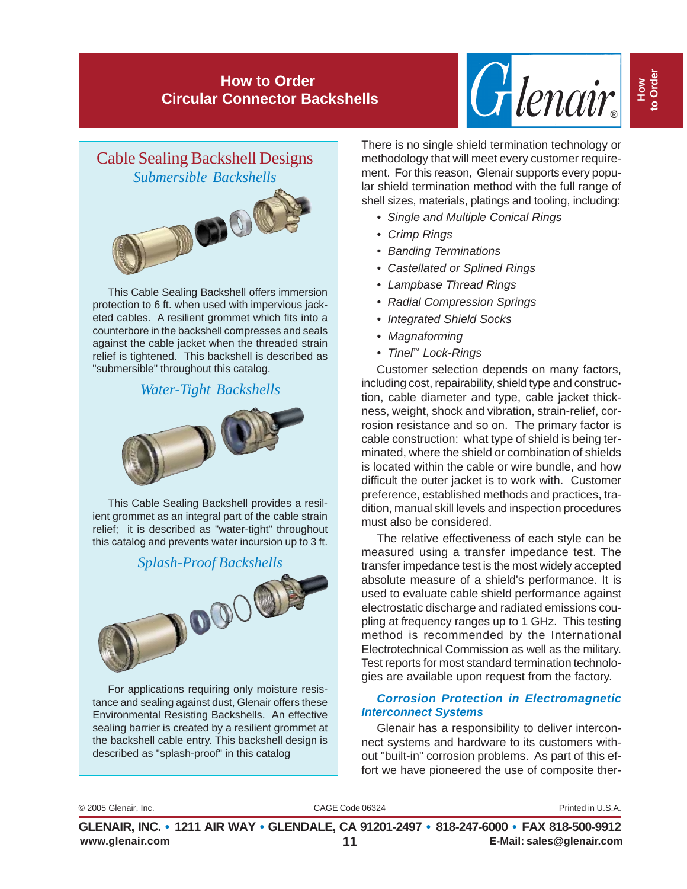# How to Order
# Circular Connector Backshells

## Cable Sealing Backshell Designs

### *Submersible Backshells*

This Cable Sealing Backshell offers immersion protection to 6 ft. when used with impervious jacketed cables. A resilient grommet which fits into a counterbore in the backshell compresses and seals against the cable jacket when the threaded strain relief is tightened. This backshell is described as "submersible" throughout this catalog.

### *Water-Tight Backshells*

This Cable Sealing Backshell provides a resilient grommet as an integral part of the cable strain relief; it is described as "water-tight" throughout this catalog and prevents water incursion up to 3 ft.

### *Splash-Proof Backshells*

For applications requiring only moisture resistance and sealing against dust, Glenair offers these Environmental Resisting Backshells. An effective sealing barrier is created by a resilient grommet at the backshell cable entry. This backshell design is described as "splash-proof" in this catalog

There is no single shield termination technology or methodology that will meet every customer requirement. For this reason, Glenair supports every popular shield termination method with the full range of shell sizes, materials, platings and tooling, including:

- *Single and Multiple Conical Rings*
- *Crimp Rings*
- *Banding Terminations*
- *Castellated or Splined Rings*
- *Lampbase Thread Rings*
- *Radial Compression Springs*
- *Integrated Shield Socks*
- *Magnaforming*
- *Tinel™ Lock-Rings*

Customer selection depends on many factors, including cost, repairability, shield type and construction, cable diameter and type, cable jacket thickness, weight, shock and vibration, strain-relief, corrosion resistance and so on. The primary factor is cable construction: what type of shield is being terminated, where the shield or combination of shields is located within the cable or wire bundle, and how difficult the outer jacket is to work with. Customer preference, established methods and practices, tradition, manual skill levels and inspection procedures must also be considered.

The relative effectiveness of each style can be measured using a transfer impedance test. The transfer impedance test is the most widely accepted absolute measure of a shield's performance. It is used to evaluate cable shield performance against electrostatic discharge and radiated emissions coupling at frequency ranges up to 1 GHz. This testing method is recommended by the International Electrotechnical Commission as well as the military. Test reports for most standard termination technologies are available upon request from the factory.

### ***Corrosion Protection in Electromagnetic Interconnect Systems***

Glenair has a responsibility to deliver interconnect systems and hardware to its customers without "built-in" corrosion problems. As part of this effort we have pioneered the use of composite ther-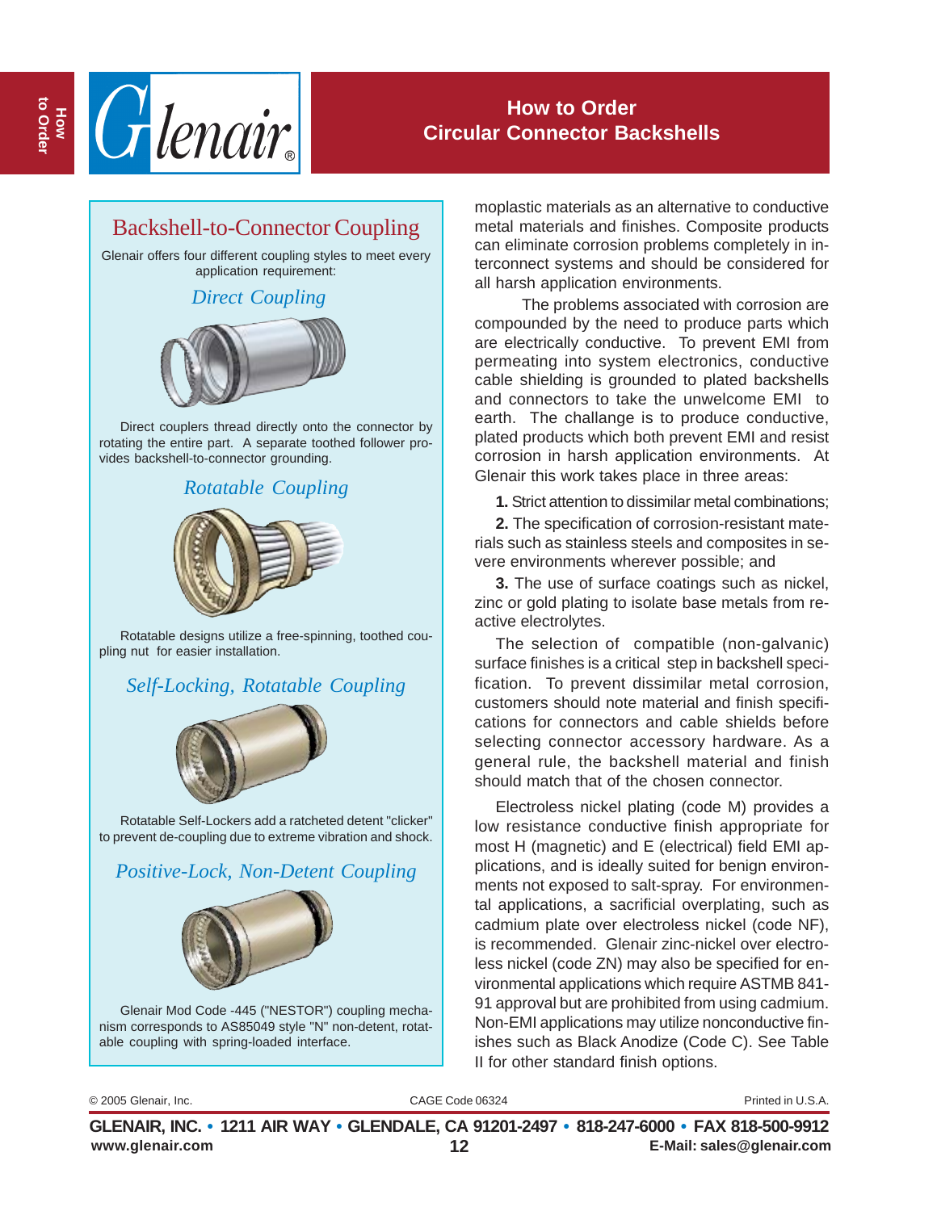# How to Order
# Circular Connector Backshells

## Backshell-to-Connector Coupling

Glenair offers four different coupling styles to meet every application requirement:

### *Direct Coupling*

Direct couplers thread directly onto the connector by rotating the entire part. A separate toothed follower provides backshell-to-connector grounding.

### *Rotatable Coupling*

Rotatable designs utilize a free-spinning, toothed coupling nut for easier installation.

### *Self-Locking, Rotatable Coupling*

Rotatable Self-Lockers add a ratcheted detent "clicker" to prevent de-coupling due to extreme vibration and shock.

### *Positive-Lock, Non-Detent Coupling*

Glenair Mod Code -445 ("NESTOR") coupling mechanism corresponds to AS85049 style "N" non-detent, rotatable coupling with spring-loaded interface.

moplastic materials as an alternative to conductive metal materials and finishes. Composite products can eliminate corrosion problems completely in interconnect systems and should be considered for all harsh application environments.

The problems associated with corrosion are compounded by the need to produce parts which are electrically conductive. To prevent EMI from permeating into system electronics, conductive cable shielding is grounded to plated backshells and connectors to take the unwelcome EMI to earth. The challange is to produce conductive, plated products which both prevent EMI and resist corrosion in harsh application environments. At Glenair this work takes place in three areas:

**1.** Strict attention to dissimilar metal combinations;

**2.** The specification of corrosion-resistant materials such as stainless steels and composites in severe environments wherever possible; and

**3.** The use of surface coatings such as nickel, zinc or gold plating to isolate base metals from reactive electrolytes.

The selection of compatible (non-galvanic) surface finishes is a critical step in backshell specification. To prevent dissimilar metal corrosion, customers should note material and finish specifications for connectors and cable shields before selecting connector accessory hardware. As a general rule, the backshell material and finish should match that of the chosen connector.

Electroless nickel plating (code M) provides a low resistance conductive finish appropriate for most H (magnetic) and E (electrical) field EMI applications, and is ideally suited for benign environments not exposed to salt-spray. For environmental applications, a sacrificial overplating, such as cadmium plate over electroless nickel (code NF), is recommended. Glenair zinc-nickel over electroless nickel (code ZN) may also be specified for environmental applications which require ASTMB 841-91 approval but are prohibited from using cadmium. Non-EMI applications may utilize nonconductive finishes such as Black Anodize (Code C). See Table II for other standard finish options.